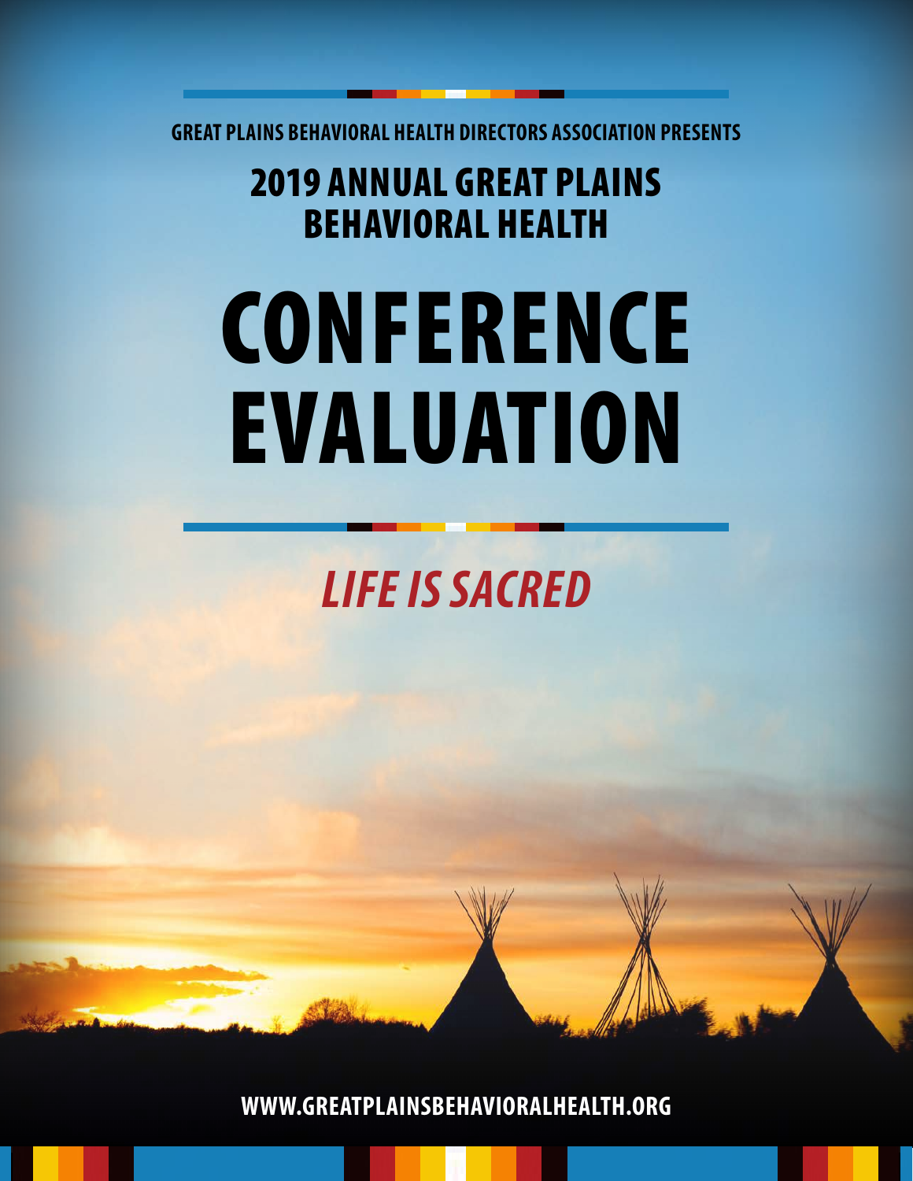GREAT PLAINS BEHAVIORAL HEALTH DIRECTORS ASSOCIATION PRESENTS

## 2019 ANNUAL GREAT PLAINS BEHAVIORAL HEALTH

# CONFERENCE EVALUATION

***LIFE IS SACRED***

**WWW.GREATPLAINSBEHAVIORALHEALTH.ORG**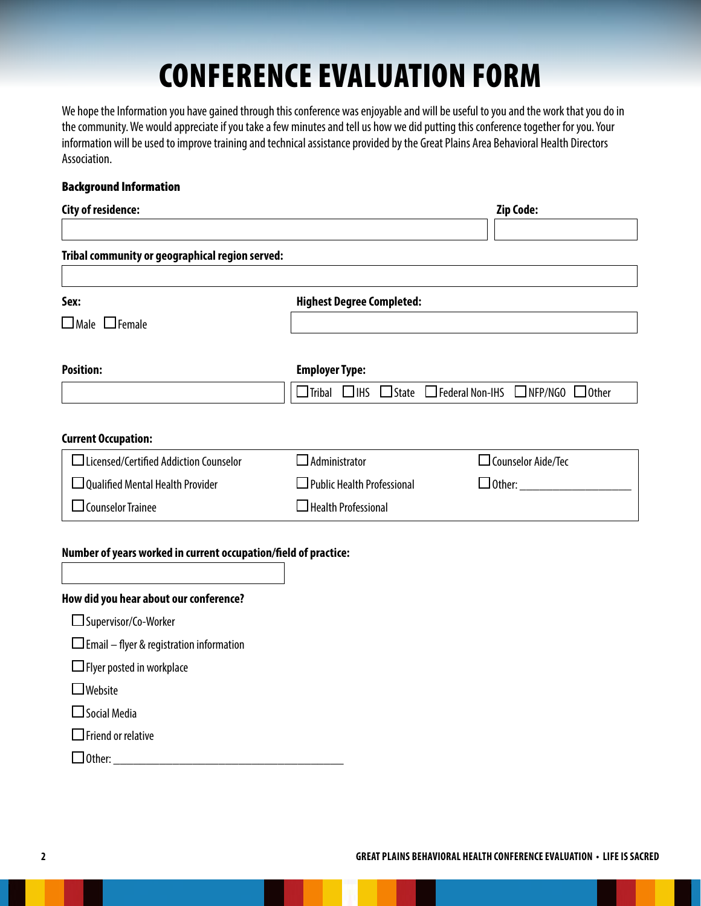# CONFERENCE EVALUATION FORM

We hope the Information you have gained through this conference was enjoyable and will be useful to you and the work that you do in the community. We would appreciate if you take a few minutes and tell us how we did putting this conference together for you. Your information will be used to improve training and technical assistance provided by the Great Plains Area Behavioral Health Directors Association.

**Background Information**

**City of residence:** ______________________ **Zip Code:** __________

**Tribal community or geographical region served:** ______________________

**Sex:**

☐ Male ☐ Female

**Highest Degree Completed:** ______________________

**Position:** ______________________

**Employer Type:**

☐ Tribal ☐ IHS ☐ State ☐ Federal Non-IHS ☐ NFP/NGO ☐ Other

**Current Occupation:**

| | | |
|---|---|---|
| ☐ Licensed/Certified Addiction Counselor | ☐ Administrator | ☐ Counselor Aide/Tec |
| ☐ Qualified Mental Health Provider | ☐ Public Health Professional | ☐ Other: ____________ |
| ☐ Counselor Trainee | ☐ Health Professional | |

**Number of years worked in current occupation/field of practice:** __________

**How did you hear about our conference?**

☐ Supervisor/Co-Worker

☐ Email – flyer & registration information

☐ Flyer posted in workplace

☐ Website

☐ Social Media

☐ Friend or relative

☐ Other: ______________________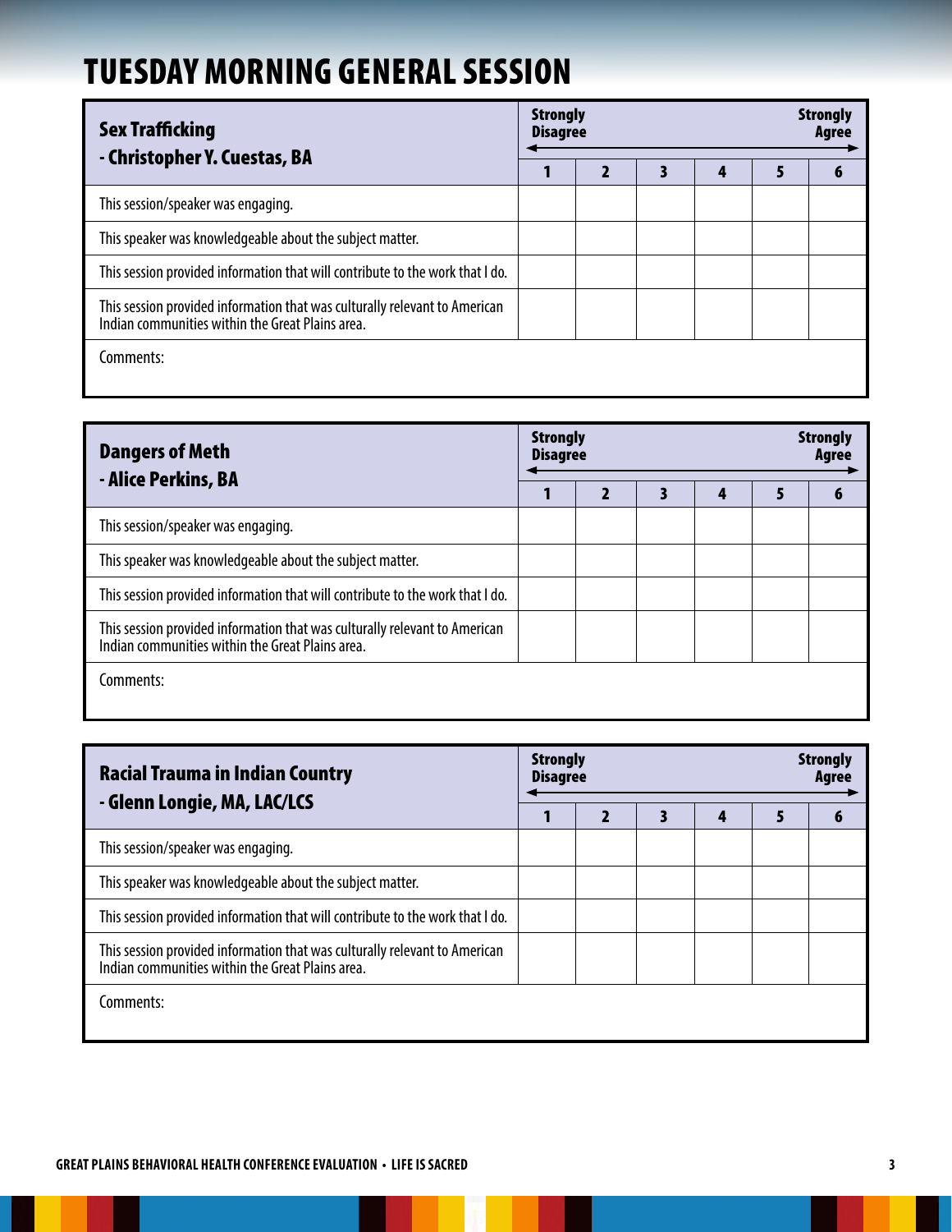# TUESDAY MORNING GENERAL SESSION

| **Sex Trafficking - Christopher Y. Cuestas, BA** | **Strongly Disagree** | | | | | **Strongly Agree** |
|---|---|---|---|---|---|---|
| | **1** | **2** | **3** | **4** | **5** | **6** |
| This session/speaker was engaging. | | | | | | |
| This speaker was knowledgeable about the subject matter. | | | | | | |
| This session provided information that will contribute to the work that I do. | | | | | | |
| This session provided information that was culturally relevant to American Indian communities within the Great Plains area. | | | | | | |
| Comments: | | | | | | |

| **Dangers of Meth - Alice Perkins, BA** | **Strongly Disagree** | | | | | **Strongly Agree** |
|---|---|---|---|---|---|---|
| | **1** | **2** | **3** | **4** | **5** | **6** |
| This session/speaker was engaging. | | | | | | |
| This speaker was knowledgeable about the subject matter. | | | | | | |
| This session provided information that will contribute to the work that I do. | | | | | | |
| This session provided information that was culturally relevant to American Indian communities within the Great Plains area. | | | | | | |
| Comments: | | | | | | |

| **Racial Trauma in Indian Country - Glenn Longie, MA, LAC/LCS** | **Strongly Disagree** | | | | | **Strongly Agree** |
|---|---|---|---|---|---|---|
| | **1** | **2** | **3** | **4** | **5** | **6** |
| This session/speaker was engaging. | | | | | | |
| This speaker was knowledgeable about the subject matter. | | | | | | |
| This session provided information that will contribute to the work that I do. | | | | | | |
| This session provided information that was culturally relevant to American Indian communities within the Great Plains area. | | | | | | |
| Comments: | | | | | | |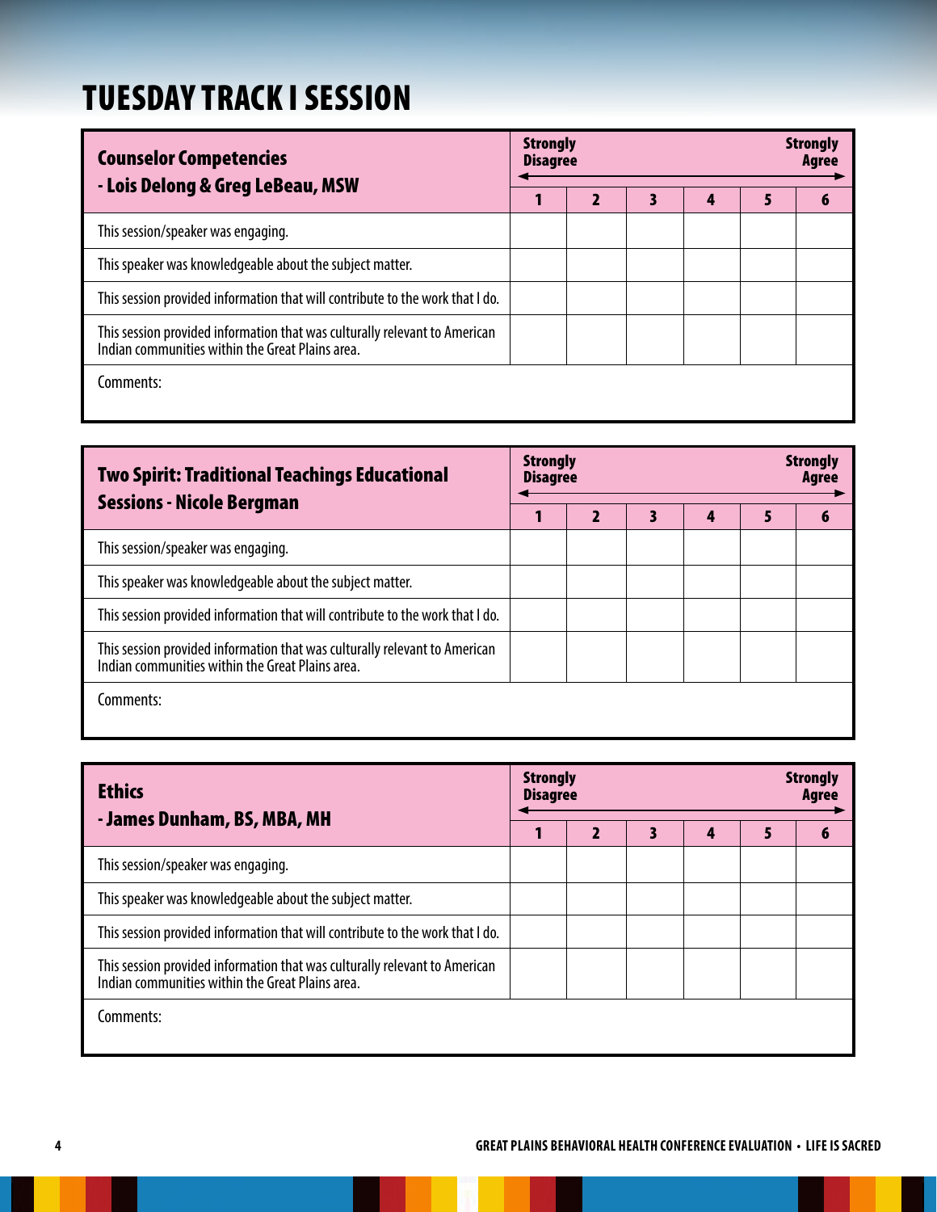# TUESDAY TRACK I SESSION

| **Counselor Competencies - Lois Delong & Greg LeBeau, MSW** | **Strongly Disagree** | | | | | **Strongly Agree** |
|---|---|---|---|---|---|---|
| | **1** | **2** | **3** | **4** | **5** | **6** |
| This session/speaker was engaging. | | | | | | |
| This speaker was knowledgeable about the subject matter. | | | | | | |
| This session provided information that will contribute to the work that I do. | | | | | | |
| This session provided information that was culturally relevant to American Indian communities within the Great Plains area. | | | | | | |
| Comments: | | | | | | |

| **Two Spirit: Traditional Teachings Educational Sessions - Nicole Bergman** | **Strongly Disagree** | | | | | **Strongly Agree** |
|---|---|---|---|---|---|---|
| | **1** | **2** | **3** | **4** | **5** | **6** |
| This session/speaker was engaging. | | | | | | |
| This speaker was knowledgeable about the subject matter. | | | | | | |
| This session provided information that will contribute to the work that I do. | | | | | | |
| This session provided information that was culturally relevant to American Indian communities within the Great Plains area. | | | | | | |
| Comments: | | | | | | |

| **Ethics - James Dunham, BS, MBA, MH** | **Strongly Disagree** | | | | | **Strongly Agree** |
|---|---|---|---|---|---|---|
| | **1** | **2** | **3** | **4** | **5** | **6** |
| This session/speaker was engaging. | | | | | | |
| This speaker was knowledgeable about the subject matter. | | | | | | |
| This session provided information that will contribute to the work that I do. | | | | | | |
| This session provided information that was culturally relevant to American Indian communities within the Great Plains area. | | | | | | |
| Comments: | | | | | | |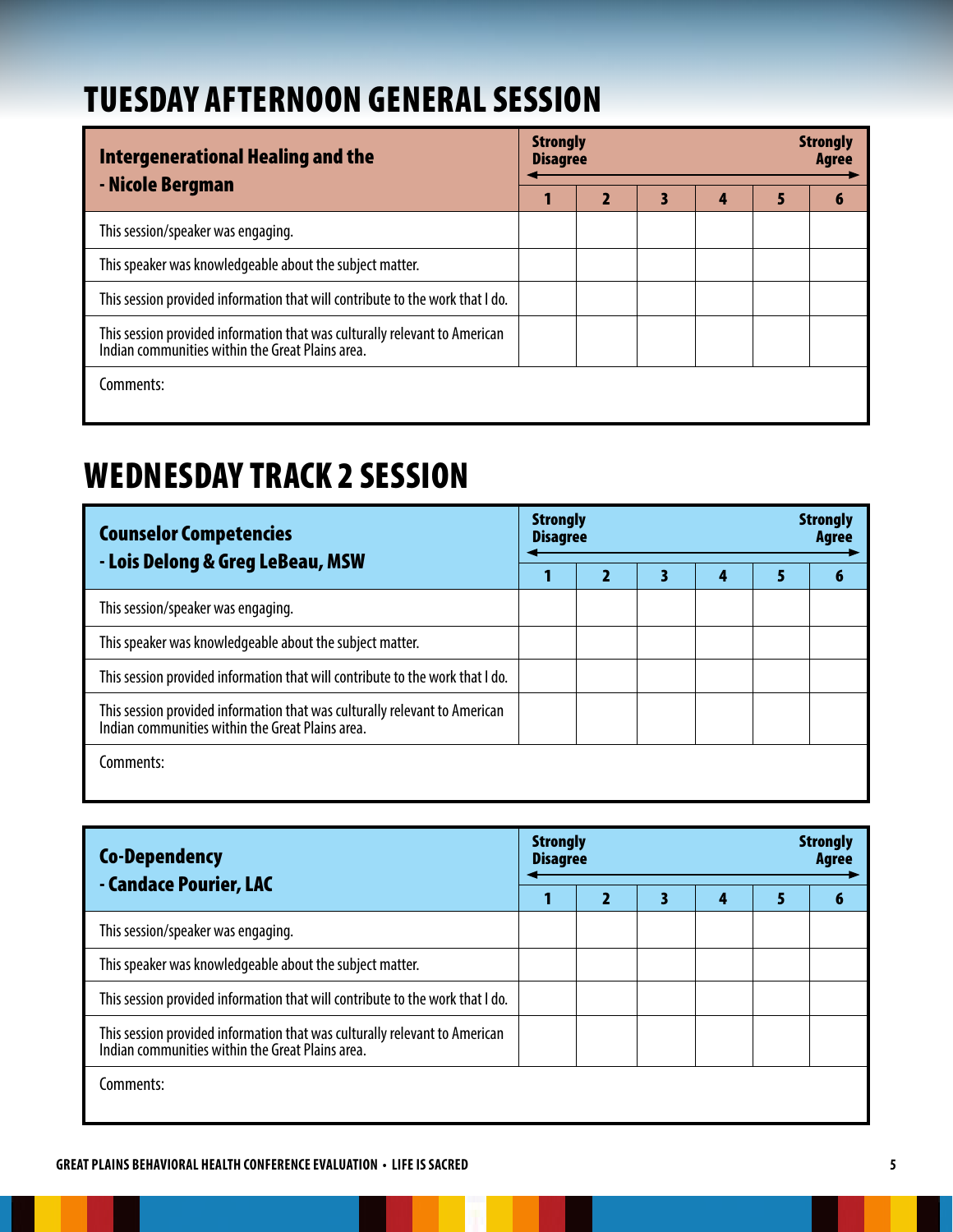## TUESDAY AFTERNOON GENERAL SESSION

| **Intergenerational Healing and the - Nicole Bergman** | **Strongly Disagree** | | | | | **Strongly Agree** |
|---|---|---|---|---|---|---|
| | **1** | **2** | **3** | **4** | **5** | **6** |
| This session/speaker was engaging. | | | | | | |
| This speaker was knowledgeable about the subject matter. | | | | | | |
| This session provided information that will contribute to the work that I do. | | | | | | |
| This session provided information that was culturally relevant to American Indian communities within the Great Plains area. | | | | | | |
| Comments: | | | | | | |

## WEDNESDAY TRACK 2 SESSION

| **Counselor Competencies - Lois Delong & Greg LeBeau, MSW** | **Strongly Disagree** | | | | | **Strongly Agree** |
|---|---|---|---|---|---|---|
| | **1** | **2** | **3** | **4** | **5** | **6** |
| This session/speaker was engaging. | | | | | | |
| This speaker was knowledgeable about the subject matter. | | | | | | |
| This session provided information that will contribute to the work that I do. | | | | | | |
| This session provided information that was culturally relevant to American Indian communities within the Great Plains area. | | | | | | |
| Comments: | | | | | | |

| **Co-Dependency - Candace Pourier, LAC** | **Strongly Disagree** | | | | | **Strongly Agree** |
|---|---|---|---|---|---|---|
| | **1** | **2** | **3** | **4** | **5** | **6** |
| This session/speaker was engaging. | | | | | | |
| This speaker was knowledgeable about the subject matter. | | | | | | |
| This session provided information that will contribute to the work that I do. | | | | | | |
| This session provided information that was culturally relevant to American Indian communities within the Great Plains area. | | | | | | |
| Comments: | | | | | | |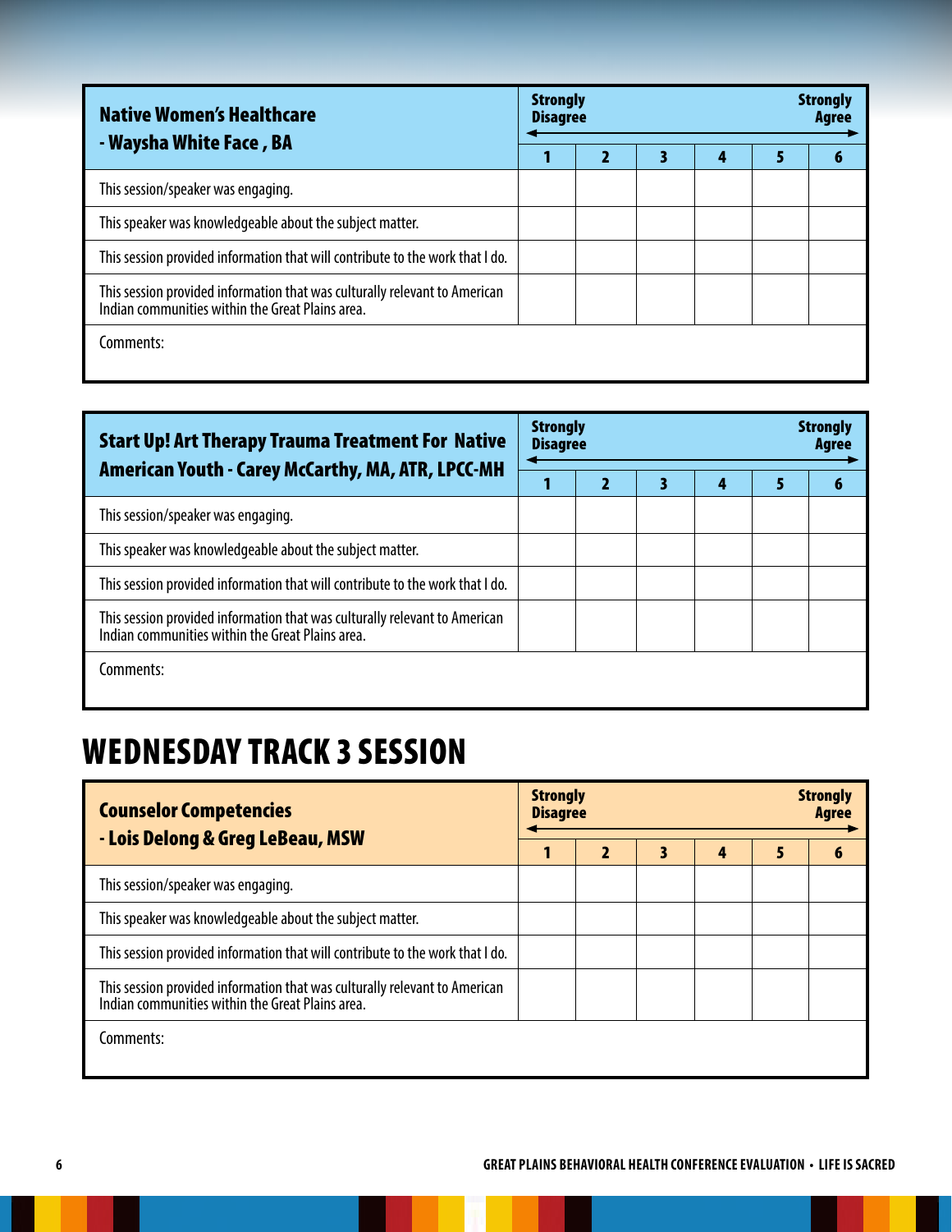| Native Women's Healthcare - Waysha White Face , BA | Strongly Disagree | | | | | Strongly Agree |
|---|---|---|---|---|---|---|
| | 1 | 2 | 3 | 4 | 5 | 6 |
| This session/speaker was engaging. | | | | | | |
| This speaker was knowledgeable about the subject matter. | | | | | | |
| This session provided information that will contribute to the work that I do. | | | | | | |
| This session provided information that was culturally relevant to American Indian communities within the Great Plains area. | | | | | | |
| Comments: | | | | | | |

| Start Up! Art Therapy Trauma Treatment For Native American Youth - Carey McCarthy, MA, ATR, LPCC-MH | Strongly Disagree | | | | | Strongly Agree |
|---|---|---|---|---|---|---|
| | 1 | 2 | 3 | 4 | 5 | 6 |
| This session/speaker was engaging. | | | | | | |
| This speaker was knowledgeable about the subject matter. | | | | | | |
| This session provided information that will contribute to the work that I do. | | | | | | |
| This session provided information that was culturally relevant to American Indian communities within the Great Plains area. | | | | | | |
| Comments: | | | | | | |

# WEDNESDAY TRACK 3 SESSION

| Counselor Competencies - Lois Delong & Greg LeBeau, MSW | Strongly Disagree | | | | | Strongly Agree |
|---|---|---|---|---|---|---|
| | 1 | 2 | 3 | 4 | 5 | 6 |
| This session/speaker was engaging. | | | | | | |
| This speaker was knowledgeable about the subject matter. | | | | | | |
| This session provided information that will contribute to the work that I do. | | | | | | |
| This session provided information that was culturally relevant to American Indian communities within the Great Plains area. | | | | | | |
| Comments: | | | | | | |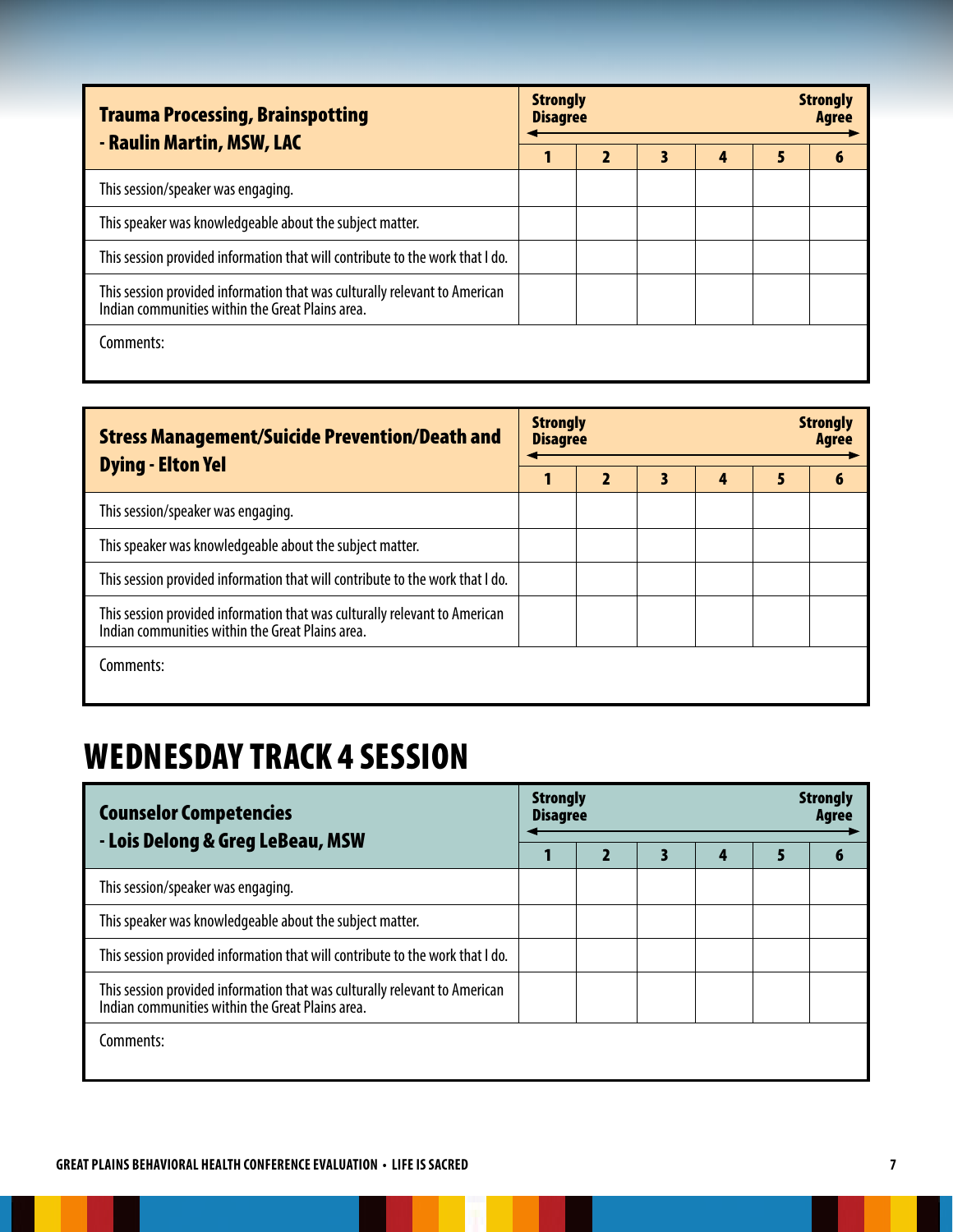| Trauma Processing, Brainspotting - Raulin Martin, MSW, LAC | Strongly Disagree | | | | | Strongly Agree |
|---|---|---|---|---|---|---|
| | 1 | 2 | 3 | 4 | 5 | 6 |
| This session/speaker was engaging. | | | | | | |
| This speaker was knowledgeable about the subject matter. | | | | | | |
| This session provided information that will contribute to the work that I do. | | | | | | |
| This session provided information that was culturally relevant to American Indian communities within the Great Plains area. | | | | | | |
| Comments: | | | | | | |

| Stress Management/Suicide Prevention/Death and Dying - Elton Yel | Strongly Disagree | | | | | Strongly Agree |
|---|---|---|---|---|---|---|
| | 1 | 2 | 3 | 4 | 5 | 6 |
| This session/speaker was engaging. | | | | | | |
| This speaker was knowledgeable about the subject matter. | | | | | | |
| This session provided information that will contribute to the work that I do. | | | | | | |
| This session provided information that was culturally relevant to American Indian communities within the Great Plains area. | | | | | | |
| Comments: | | | | | | |

# WEDNESDAY TRACK 4 SESSION

| Counselor Competencies - Lois Delong & Greg LeBeau, MSW | Strongly Disagree | | | | | Strongly Agree |
|---|---|---|---|---|---|---|
| | 1 | 2 | 3 | 4 | 5 | 6 |
| This session/speaker was engaging. | | | | | | |
| This speaker was knowledgeable about the subject matter. | | | | | | |
| This session provided information that will contribute to the work that I do. | | | | | | |
| This session provided information that was culturally relevant to American Indian communities within the Great Plains area. | | | | | | |
| Comments: | | | | | | |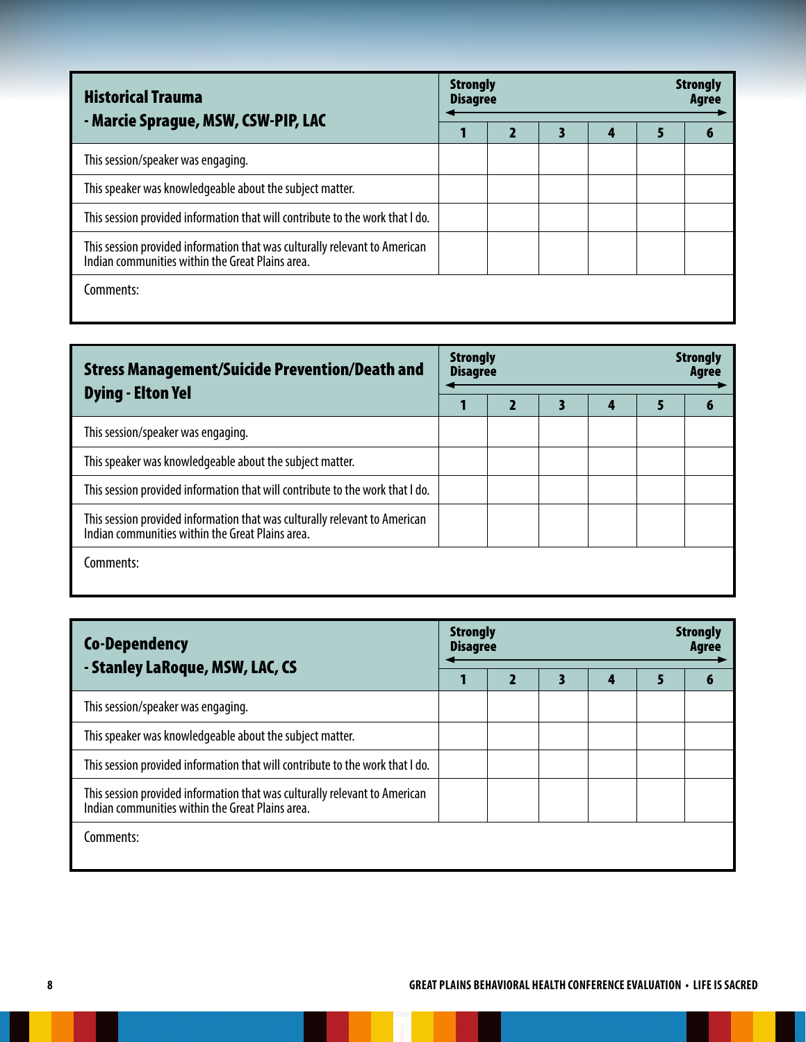| **Historical Trauma - Marcie Sprague, MSW, CSW-PIP, LAC** | **Strongly Disagree** | | | | | **Strongly Agree** |
|---|---|---|---|---|---|---|
| | **1** | **2** | **3** | **4** | **5** | **6** |
| This session/speaker was engaging. | | | | | | |
| This speaker was knowledgeable about the subject matter. | | | | | | |
| This session provided information that will contribute to the work that I do. | | | | | | |
| This session provided information that was culturally relevant to American Indian communities within the Great Plains area. | | | | | | |
| Comments: | | | | | | |

| **Stress Management/Suicide Prevention/Death and Dying - Elton Yel** | **Strongly Disagree** | | | | | **Strongly Agree** |
|---|---|---|---|---|---|---|
| | **1** | **2** | **3** | **4** | **5** | **6** |
| This session/speaker was engaging. | | | | | | |
| This speaker was knowledgeable about the subject matter. | | | | | | |
| This session provided information that will contribute to the work that I do. | | | | | | |
| This session provided information that was culturally relevant to American Indian communities within the Great Plains area. | | | | | | |
| Comments: | | | | | | |

| **Co-Dependency - Stanley LaRoque, MSW, LAC, CS** | **Strongly Disagree** | | | | | **Strongly Agree** |
|---|---|---|---|---|---|---|
| | **1** | **2** | **3** | **4** | **5** | **6** |
| This session/speaker was engaging. | | | | | | |
| This speaker was knowledgeable about the subject matter. | | | | | | |
| This session provided information that will contribute to the work that I do. | | | | | | |
| This session provided information that was culturally relevant to American Indian communities within the Great Plains area. | | | | | | |
| Comments: | | | | | | |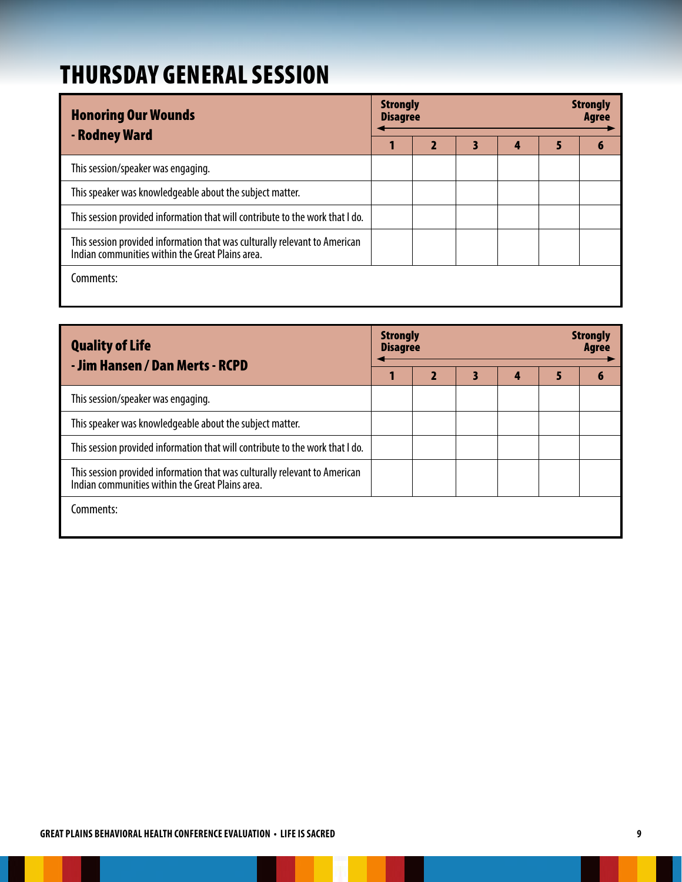# THURSDAY GENERAL SESSION

| Honoring Our Wounds - Rodney Ward | Strongly Disagree 1 | 2 | 3 | 4 | 5 | Strongly Agree 6 |
|---|---|---|---|---|---|---|
| This session/speaker was engaging. | | | | | | |
| This speaker was knowledgeable about the subject matter. | | | | | | |
| This session provided information that will contribute to the work that I do. | | | | | | |
| This session provided information that was culturally relevant to American Indian communities within the Great Plains area. | | | | | | |
| Comments: | | | | | | |

| Quality of Life - Jim Hansen / Dan Merts - RCPD | Strongly Disagree 1 | 2 | 3 | 4 | 5 | Strongly Agree 6 |
|---|---|---|---|---|---|---|
| This session/speaker was engaging. | | | | | | |
| This speaker was knowledgeable about the subject matter. | | | | | | |
| This session provided information that will contribute to the work that I do. | | | | | | |
| This session provided information that was culturally relevant to American Indian communities within the Great Plains area. | | | | | | |
| Comments: | | | | | | |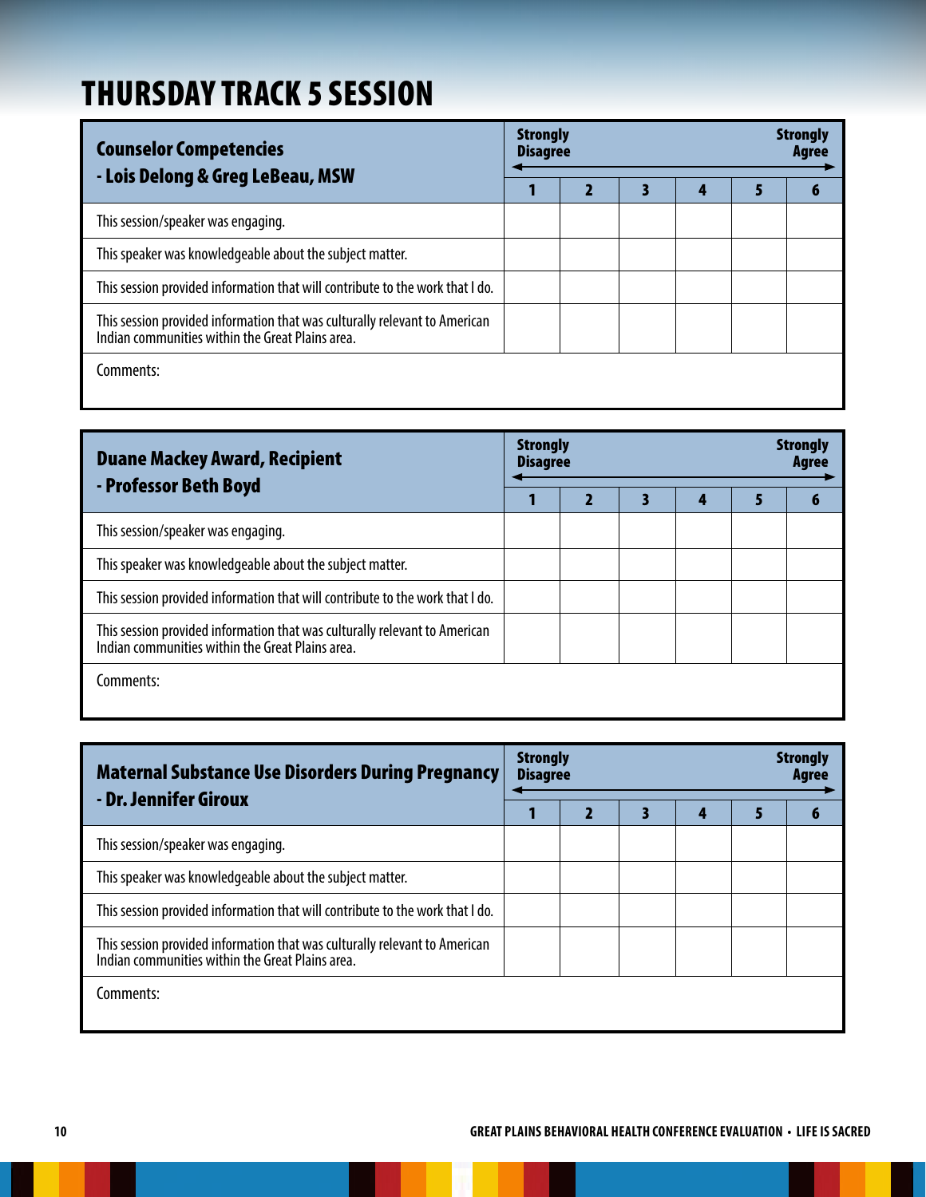# THURSDAY TRACK 5 SESSION

| **Counselor Competencies - Lois Delong & Greg LeBeau, MSW** | **Strongly Disagree** | | | | | **Strongly Agree** |
|---|---|---|---|---|---|---|
| | **1** | **2** | **3** | **4** | **5** | **6** |
| This session/speaker was engaging. | | | | | | |
| This speaker was knowledgeable about the subject matter. | | | | | | |
| This session provided information that will contribute to the work that I do. | | | | | | |
| This session provided information that was culturally relevant to American Indian communities within the Great Plains area. | | | | | | |

Comments:

| **Duane Mackey Award, Recipient - Professor Beth Boyd** | **Strongly Disagree** | | | | | **Strongly Agree** |
|---|---|---|---|---|---|---|
| | **1** | **2** | **3** | **4** | **5** | **6** |
| This session/speaker was engaging. | | | | | | |
| This speaker was knowledgeable about the subject matter. | | | | | | |
| This session provided information that will contribute to the work that I do. | | | | | | |
| This session provided information that was culturally relevant to American Indian communities within the Great Plains area. | | | | | | |

Comments:

| **Maternal Substance Use Disorders During Pregnancy - Dr. Jennifer Giroux** | **Strongly Disagree** | | | | | **Strongly Agree** |
|---|---|---|---|---|---|---|
| | **1** | **2** | **3** | **4** | **5** | **6** |
| This session/speaker was engaging. | | | | | | |
| This speaker was knowledgeable about the subject matter. | | | | | | |
| This session provided information that will contribute to the work that I do. | | | | | | |
| This session provided information that was culturally relevant to American Indian communities within the Great Plains area. | | | | | | |

Comments: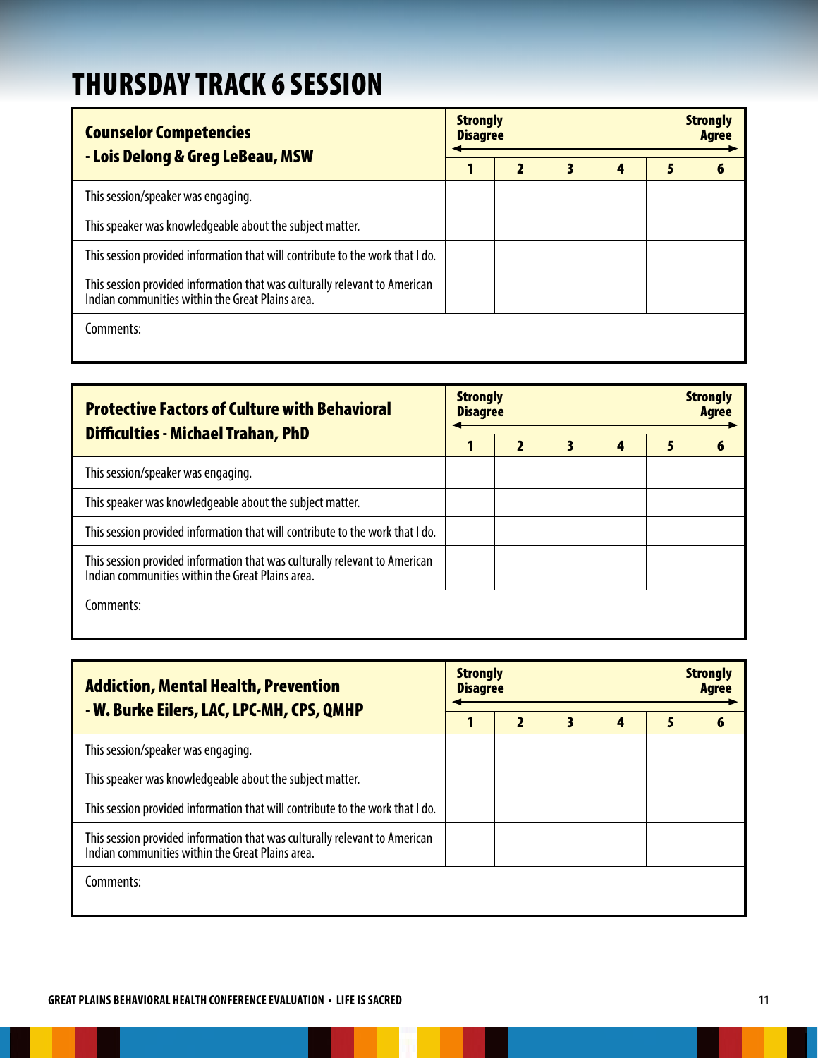# THURSDAY TRACK 6 SESSION

| **Counselor Competencies - Lois Delong & Greg LeBeau, MSW** | **Strongly Disagree** 1 | 2 | 3 | 4 | 5 | **Strongly Agree** 6 |
|---|---|---|---|---|---|---|
| This session/speaker was engaging. | | | | | | |
| This speaker was knowledgeable about the subject matter. | | | | | | |
| This session provided information that will contribute to the work that I do. | | | | | | |
| This session provided information that was culturally relevant to American Indian communities within the Great Plains area. | | | | | | |
| Comments: | | | | | | |

| **Protective Factors of Culture with Behavioral Difficulties - Michael Trahan, PhD** | **Strongly Disagree** 1 | 2 | 3 | 4 | 5 | **Strongly Agree** 6 |
|---|---|---|---|---|---|---|
| This session/speaker was engaging. | | | | | | |
| This speaker was knowledgeable about the subject matter. | | | | | | |
| This session provided information that will contribute to the work that I do. | | | | | | |
| This session provided information that was culturally relevant to American Indian communities within the Great Plains area. | | | | | | |
| Comments: | | | | | | |

| **Addiction, Mental Health, Prevention - W. Burke Eilers, LAC, LPC-MH, CPS, QMHP** | **Strongly Disagree** 1 | 2 | 3 | 4 | 5 | **Strongly Agree** 6 |
|---|---|---|---|---|---|---|
| This session/speaker was engaging. | | | | | | |
| This speaker was knowledgeable about the subject matter. | | | | | | |
| This session provided information that will contribute to the work that I do. | | | | | | |
| This session provided information that was culturally relevant to American Indian communities within the Great Plains area. | | | | | | |
| Comments: | | | | | | |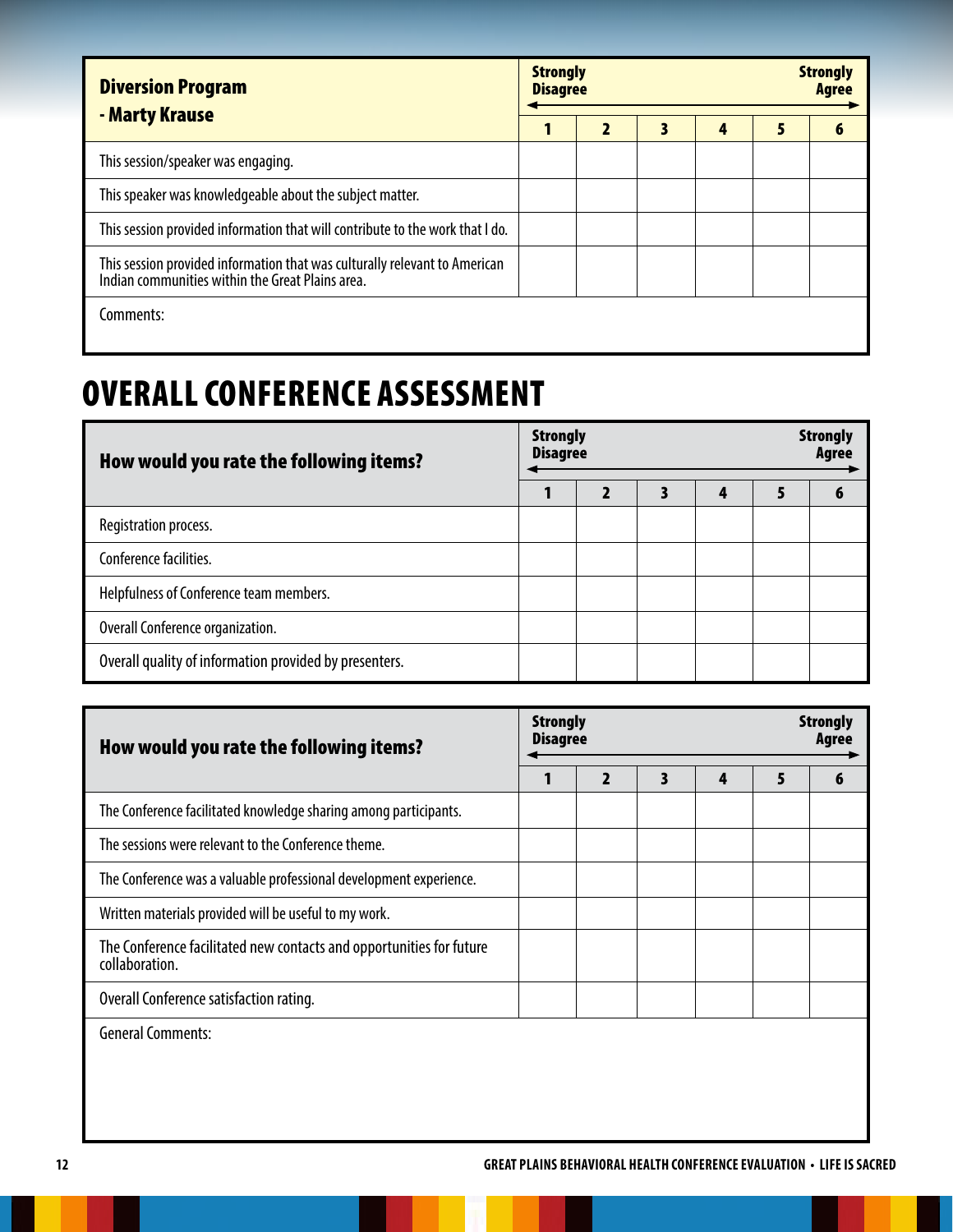| Diversion Program - Marty Krause | Strongly Disagree | | | | | Strongly Agree |
|---|---|---|---|---|---|---|
| | 1 | 2 | 3 | 4 | 5 | 6 |
| This session/speaker was engaging. | | | | | | |
| This speaker was knowledgeable about the subject matter. | | | | | | |
| This session provided information that will contribute to the work that I do. | | | | | | |
| This session provided information that was culturally relevant to American Indian communities within the Great Plains area. | | | | | | |
| Comments: | | | | | | |

# OVERALL CONFERENCE ASSESSMENT

| How would you rate the following items? | Strongly Disagree | | | | | Strongly Agree |
|---|---|---|---|---|---|---|
| | 1 | 2 | 3 | 4 | 5 | 6 |
| Registration process. | | | | | | |
| Conference facilities. | | | | | | |
| Helpfulness of Conference team members. | | | | | | |
| Overall Conference organization. | | | | | | |
| Overall quality of information provided by presenters. | | | | | | |

| How would you rate the following items? | Strongly Disagree | | | | | Strongly Agree |
|---|---|---|---|---|---|---|
| | 1 | 2 | 3 | 4 | 5 | 6 |
| The Conference facilitated knowledge sharing among participants. | | | | | | |
| The sessions were relevant to the Conference theme. | | | | | | |
| The Conference was a valuable professional development experience. | | | | | | |
| Written materials provided will be useful to my work. | | | | | | |
| The Conference facilitated new contacts and opportunities for future collaboration. | | | | | | |
| Overall Conference satisfaction rating. | | | | | | |
| General Comments: | | | | | | |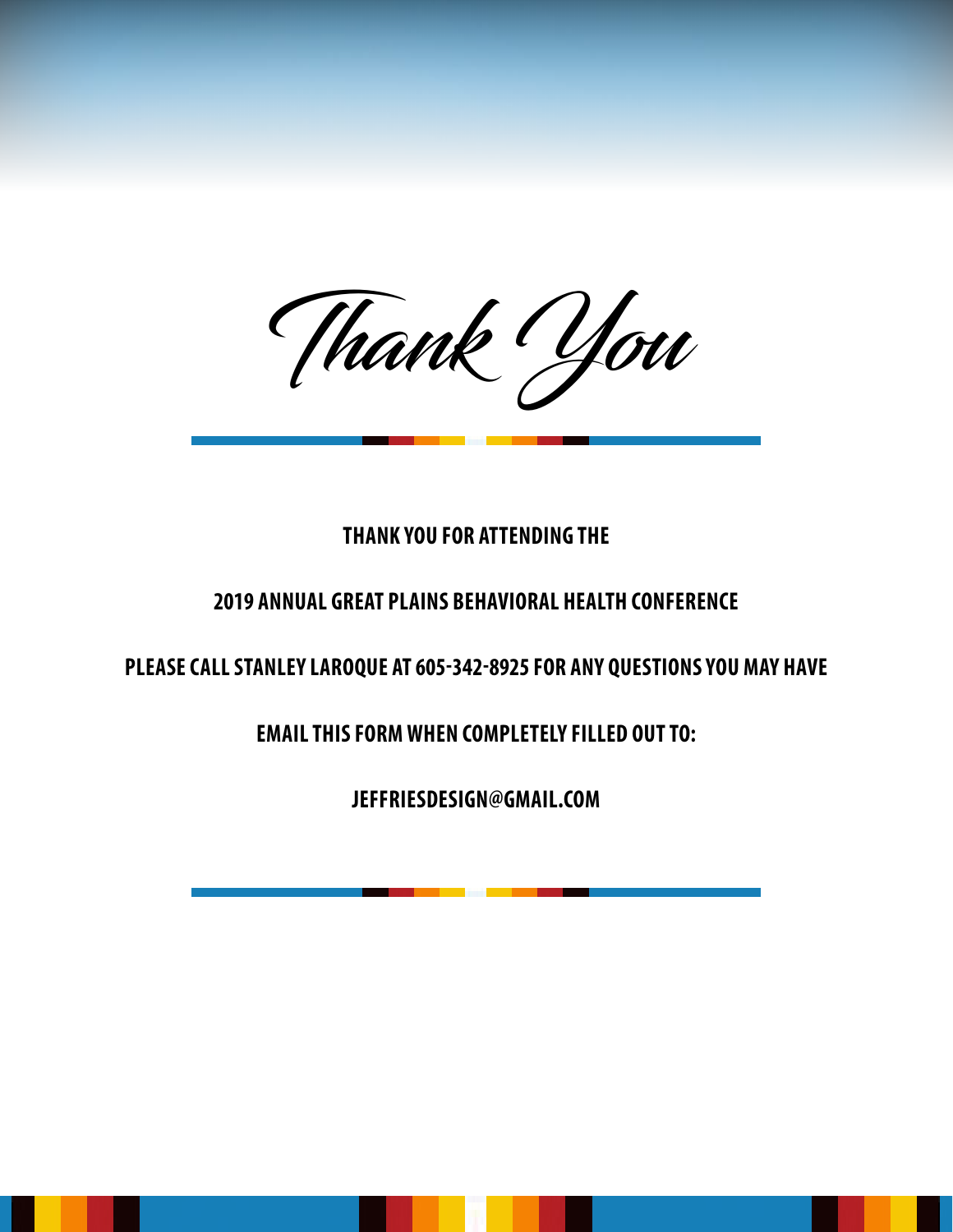# *Thank You*

**THANK YOU FOR ATTENDING THE**

**2019 ANNUAL GREAT PLAINS BEHAVIORAL HEALTH CONFERENCE**

**PLEASE CALL STANLEY LAROQUE AT 605-342-8925 FOR ANY QUESTIONS YOU MAY HAVE**

**EMAIL THIS FORM WHEN COMPLETELY FILLED OUT TO:**

**JEFFRIESDESIGN@GMAIL.COM**